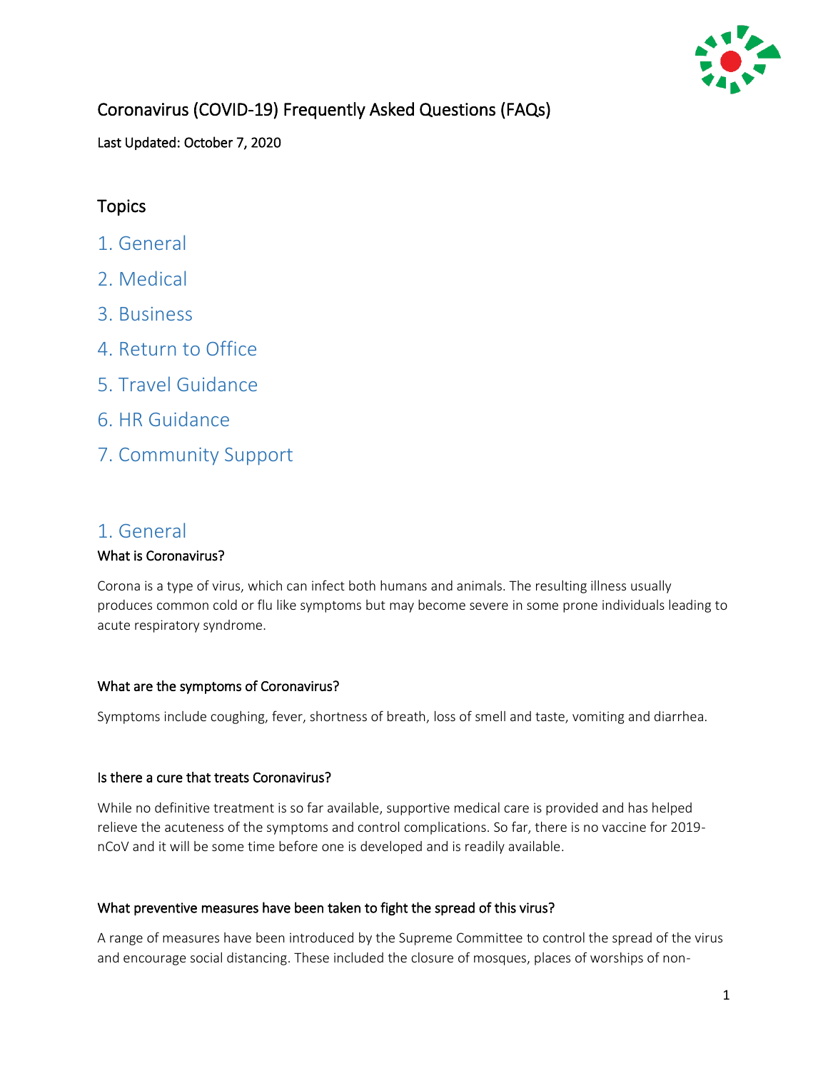# Coronavirus (COVID-19) Frequently Asked Questions (FAQs)

Last Updated: October 7, 2020

## Topics

1. General
2. Medical
3. Business
4. Return to Office
5. Travel Guidance
6. HR Guidance
7. Community Support

## 1. General

### What is Coronavirus?

Corona is a type of virus, which can infect both humans and animals. The resulting illness usually produces common cold or flu like symptoms but may become severe in some prone individuals leading to acute respiratory syndrome.

### What are the symptoms of Coronavirus?

Symptoms include coughing, fever, shortness of breath, loss of smell and taste, vomiting and diarrhea.

### Is there a cure that treats Coronavirus?

While no definitive treatment is so far available, supportive medical care is provided and has helped relieve the acuteness of the symptoms and control complications. So far, there is no vaccine for 2019-nCoV and it will be some time before one is developed and is readily available.

### What preventive measures have been taken to fight the spread of this virus?

A range of measures have been introduced by the Supreme Committee to control the spread of the virus and encourage social distancing. These included the closure of mosques, places of worships of non-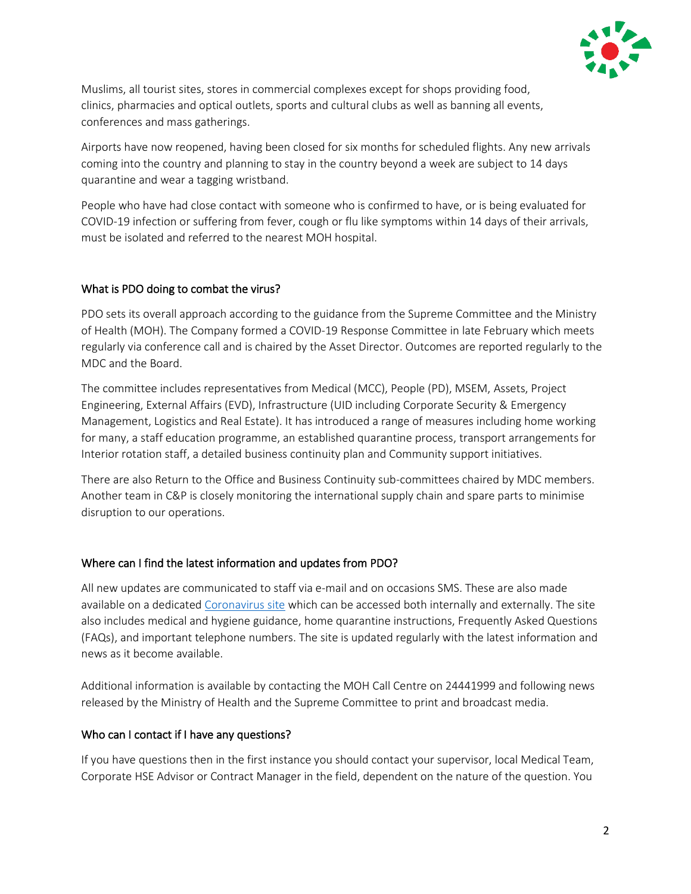Muslims, all tourist sites, stores in commercial complexes except for shops providing food, clinics, pharmacies and optical outlets, sports and cultural clubs as well as banning all events, conferences and mass gatherings.

Airports have now reopened, having been closed for six months for scheduled flights. Any new arrivals coming into the country and planning to stay in the country beyond a week are subject to 14 days quarantine and wear a tagging wristband.

People who have had close contact with someone who is confirmed to have, or is being evaluated for COVID-19 infection or suffering from fever, cough or flu like symptoms within 14 days of their arrivals, must be isolated and referred to the nearest MOH hospital.

## What is PDO doing to combat the virus?

PDO sets its overall approach according to the guidance from the Supreme Committee and the Ministry of Health (MOH). The Company formed a COVID-19 Response Committee in late February which meets regularly via conference call and is chaired by the Asset Director. Outcomes are reported regularly to the MDC and the Board.

The committee includes representatives from Medical (MCC), People (PD), MSEM, Assets, Project Engineering, External Affairs (EVD), Infrastructure (UID including Corporate Security & Emergency Management, Logistics and Real Estate). It has introduced a range of measures including home working for many, a staff education programme, an established quarantine process, transport arrangements for Interior rotation staff, a detailed business continuity plan and Community support initiatives.

There are also Return to the Office and Business Continuity sub-committees chaired by MDC members. Another team in C&P is closely monitoring the international supply chain and spare parts to minimise disruption to our operations.

## Where can I find the latest information and updates from PDO?

All new updates are communicated to staff via e-mail and on occasions SMS. These are also made available on a dedicated Coronavirus site which can be accessed both internally and externally. The site also includes medical and hygiene guidance, home quarantine instructions, Frequently Asked Questions (FAQs), and important telephone numbers. The site is updated regularly with the latest information and news as it become available.

Additional information is available by contacting the MOH Call Centre on 24441999 and following news released by the Ministry of Health and the Supreme Committee to print and broadcast media.

## Who can I contact if I have any questions?

If you have questions then in the first instance you should contact your supervisor, local Medical Team, Corporate HSE Advisor or Contract Manager in the field, dependent on the nature of the question. You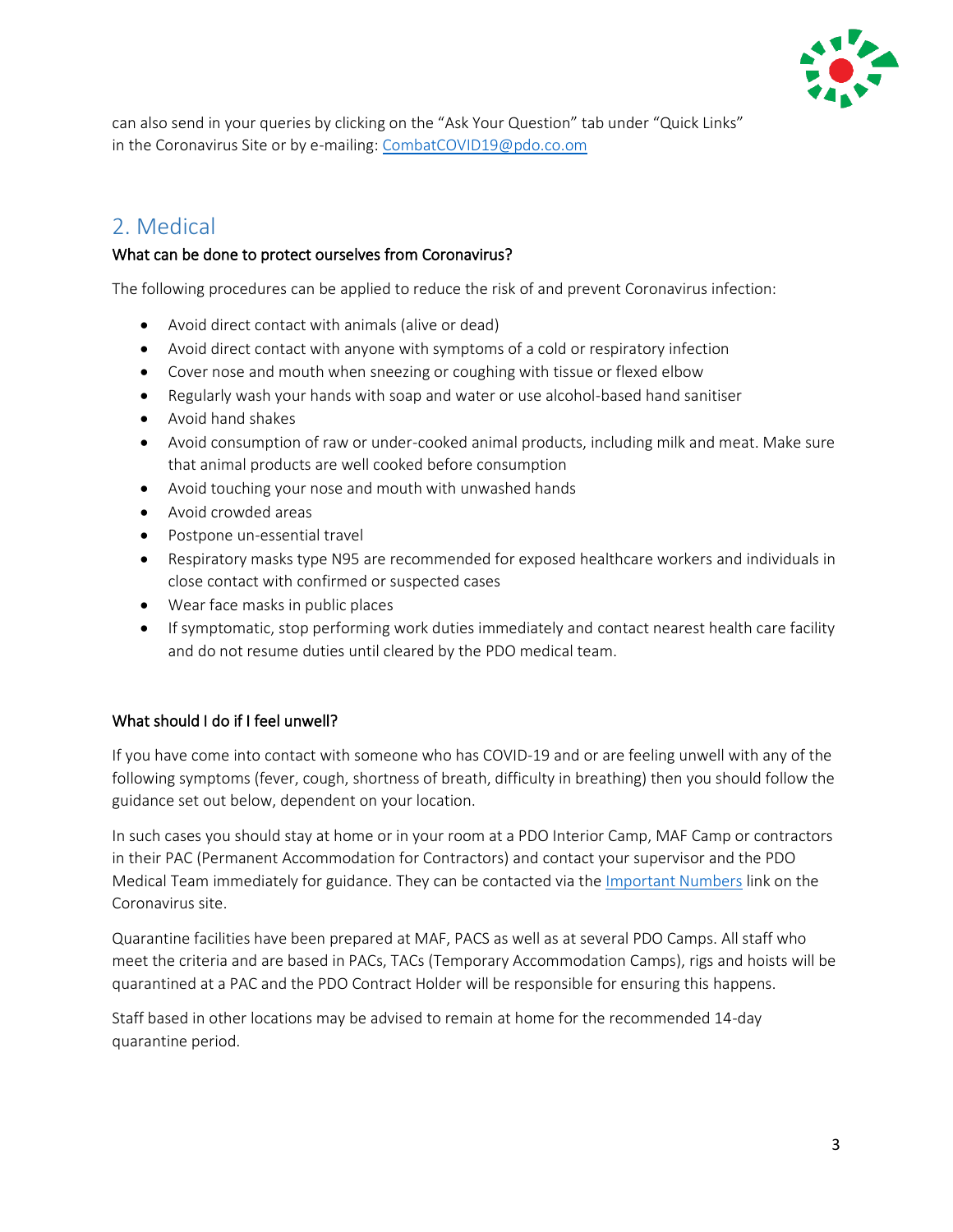can also send in your queries by clicking on the "Ask Your Question" tab under "Quick Links" in the Coronavirus Site or by e-mailing: [CombatCOVID19@pdo.co.om](mailto:CombatCOVID19@pdo.co.om)

## 2. Medical

### What can be done to protect ourselves from Coronavirus?

The following procedures can be applied to reduce the risk of and prevent Coronavirus infection:

- Avoid direct contact with animals (alive or dead)
- Avoid direct contact with anyone with symptoms of a cold or respiratory infection
- Cover nose and mouth when sneezing or coughing with tissue or flexed elbow
- Regularly wash your hands with soap and water or use alcohol-based hand sanitiser
- Avoid hand shakes
- Avoid consumption of raw or under-cooked animal products, including milk and meat. Make sure that animal products are well cooked before consumption
- Avoid touching your nose and mouth with unwashed hands
- Avoid crowded areas
- Postpone un-essential travel
- Respiratory masks type N95 are recommended for exposed healthcare workers and individuals in close contact with confirmed or suspected cases
- Wear face masks in public places
- If symptomatic, stop performing work duties immediately and contact nearest health care facility and do not resume duties until cleared by the PDO medical team.

### What should I do if I feel unwell?

If you have come into contact with someone who has COVID-19 and or are feeling unwell with any of the following symptoms (fever, cough, shortness of breath, difficulty in breathing) then you should follow the guidance set out below, dependent on your location.

In such cases you should stay at home or in your room at a PDO Interior Camp, MAF Camp or contractors in their PAC (Permanent Accommodation for Contractors) and contact your supervisor and the PDO Medical Team immediately for guidance. They can be contacted via the Important Numbers link on the Coronavirus site.

Quarantine facilities have been prepared at MAF, PACS as well as at several PDO Camps. All staff who meet the criteria and are based in PACs, TACs (Temporary Accommodation Camps), rigs and hoists will be quarantined at a PAC and the PDO Contract Holder will be responsible for ensuring this happens.

Staff based in other locations may be advised to remain at home for the recommended 14-day quarantine period.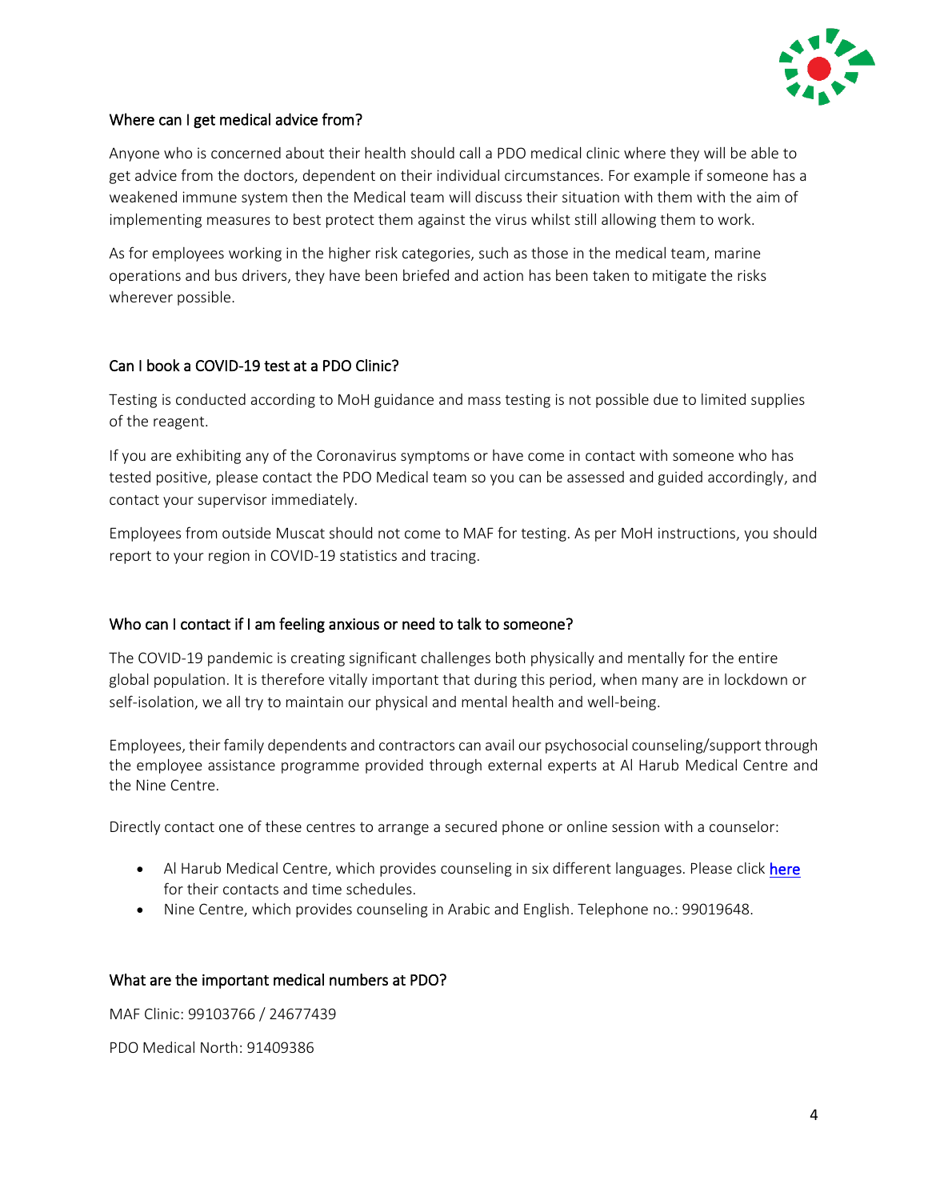## Where can I get medical advice from?

Anyone who is concerned about their health should call a PDO medical clinic where they will be able to get advice from the doctors, dependent on their individual circumstances. For example if someone has a weakened immune system then the Medical team will discuss their situation with them with the aim of implementing measures to best protect them against the virus whilst still allowing them to work.

As for employees working in the higher risk categories, such as those in the medical team, marine operations and bus drivers, they have been briefed and action has been taken to mitigate the risks wherever possible.

## Can I book a COVID-19 test at a PDO Clinic?

Testing is conducted according to MoH guidance and mass testing is not possible due to limited supplies of the reagent.

If you are exhibiting any of the Coronavirus symptoms or have come in contact with someone who has tested positive, please contact the PDO Medical team so you can be assessed and guided accordingly, and contact your supervisor immediately.

Employees from outside Muscat should not come to MAF for testing. As per MoH instructions, you should report to your region in COVID-19 statistics and tracing.

## Who can I contact if I am feeling anxious or need to talk to someone?

The COVID-19 pandemic is creating significant challenges both physically and mentally for the entire global population. It is therefore vitally important that during this period, when many are in lockdown or self-isolation, we all try to maintain our physical and mental health and well-being.

Employees, their family dependents and contractors can avail our psychosocial counseling/support through the employee assistance programme provided through external experts at Al Harub Medical Centre and the Nine Centre.

Directly contact one of these centres to arrange a secured phone or online session with a counselor:

- Al Harub Medical Centre, which provides counseling in six different languages. Please click **here** for their contacts and time schedules.
- Nine Centre, which provides counseling in Arabic and English. Telephone no.: 99019648.

## What are the important medical numbers at PDO?

MAF Clinic: 99103766 / 24677439

PDO Medical North: 91409386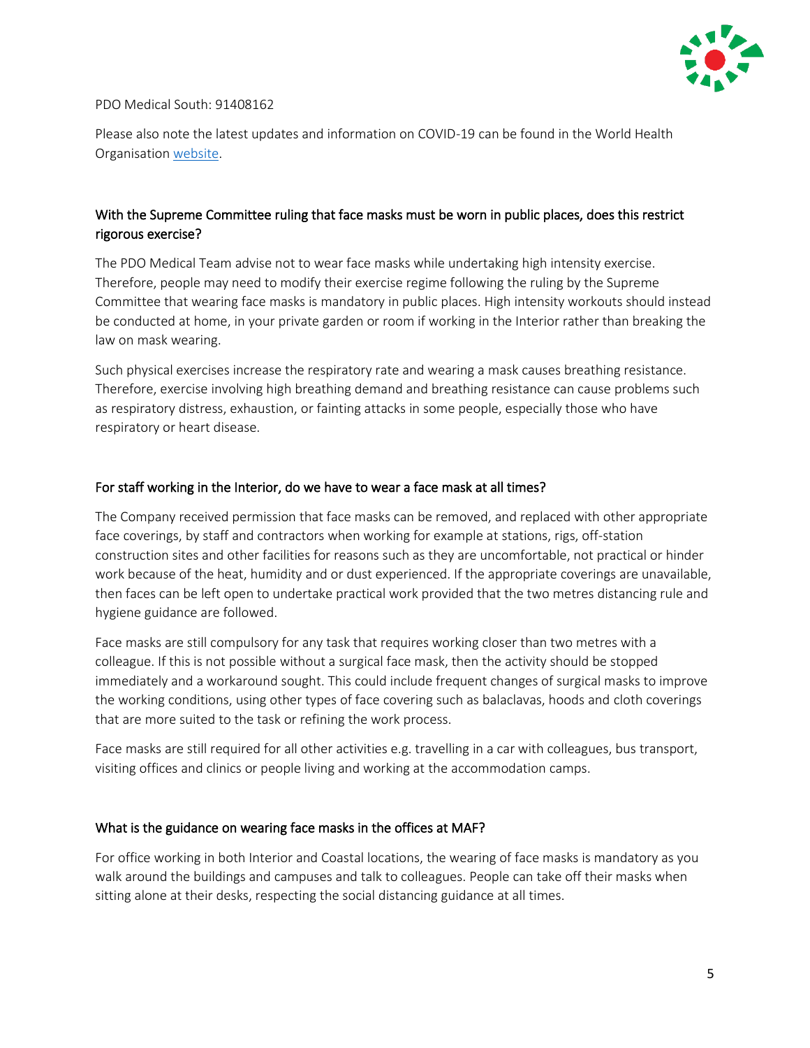PDO Medical South: 91408162

Please also note the latest updates and information on COVID-19 can be found in the World Health Organisation website.

### With the Supreme Committee ruling that face masks must be worn in public places, does this restrict rigorous exercise?

The PDO Medical Team advise not to wear face masks while undertaking high intensity exercise. Therefore, people may need to modify their exercise regime following the ruling by the Supreme Committee that wearing face masks is mandatory in public places. High intensity workouts should instead be conducted at home, in your private garden or room if working in the Interior rather than breaking the law on mask wearing.

Such physical exercises increase the respiratory rate and wearing a mask causes breathing resistance. Therefore, exercise involving high breathing demand and breathing resistance can cause problems such as respiratory distress, exhaustion, or fainting attacks in some people, especially those who have respiratory or heart disease.

### For staff working in the Interior, do we have to wear a face mask at all times?

The Company received permission that face masks can be removed, and replaced with other appropriate face coverings, by staff and contractors when working for example at stations, rigs, off-station construction sites and other facilities for reasons such as they are uncomfortable, not practical or hinder work because of the heat, humidity and or dust experienced. If the appropriate coverings are unavailable, then faces can be left open to undertake practical work provided that the two metres distancing rule and hygiene guidance are followed.

Face masks are still compulsory for any task that requires working closer than two metres with a colleague. If this is not possible without a surgical face mask, then the activity should be stopped immediately and a workaround sought. This could include frequent changes of surgical masks to improve the working conditions, using other types of face covering such as balaclavas, hoods and cloth coverings that are more suited to the task or refining the work process.

Face masks are still required for all other activities e.g. travelling in a car with colleagues, bus transport, visiting offices and clinics or people living and working at the accommodation camps.

### What is the guidance on wearing face masks in the offices at MAF?

For office working in both Interior and Coastal locations, the wearing of face masks is mandatory as you walk around the buildings and campuses and talk to colleagues. People can take off their masks when sitting alone at their desks, respecting the social distancing guidance at all times.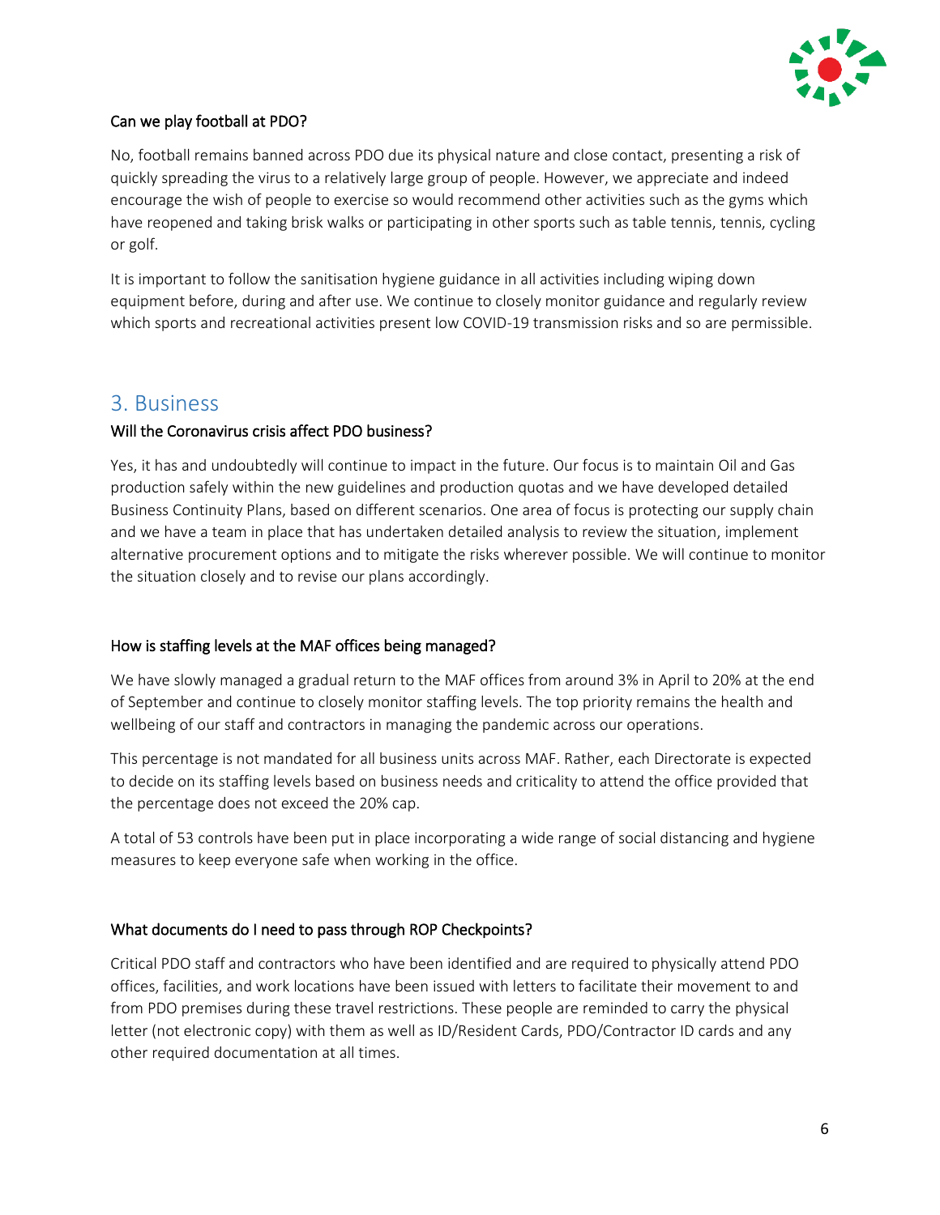### Can we play football at PDO?

No, football remains banned across PDO due its physical nature and close contact, presenting a risk of quickly spreading the virus to a relatively large group of people. However, we appreciate and indeed encourage the wish of people to exercise so would recommend other activities such as the gyms which have reopened and taking brisk walks or participating in other sports such as table tennis, tennis, cycling or golf.

It is important to follow the sanitisation hygiene guidance in all activities including wiping down equipment before, during and after use. We continue to closely monitor guidance and regularly review which sports and recreational activities present low COVID-19 transmission risks and so are permissible.

## 3. Business

### Will the Coronavirus crisis affect PDO business?

Yes, it has and undoubtedly will continue to impact in the future. Our focus is to maintain Oil and Gas production safely within the new guidelines and production quotas and we have developed detailed Business Continuity Plans, based on different scenarios. One area of focus is protecting our supply chain and we have a team in place that has undertaken detailed analysis to review the situation, implement alternative procurement options and to mitigate the risks wherever possible. We will continue to monitor the situation closely and to revise our plans accordingly.

### How is staffing levels at the MAF offices being managed?

We have slowly managed a gradual return to the MAF offices from around 3% in April to 20% at the end of September and continue to closely monitor staffing levels. The top priority remains the health and wellbeing of our staff and contractors in managing the pandemic across our operations.

This percentage is not mandated for all business units across MAF. Rather, each Directorate is expected to decide on its staffing levels based on business needs and criticality to attend the office provided that the percentage does not exceed the 20% cap.

A total of 53 controls have been put in place incorporating a wide range of social distancing and hygiene measures to keep everyone safe when working in the office.

### What documents do I need to pass through ROP Checkpoints?

Critical PDO staff and contractors who have been identified and are required to physically attend PDO offices, facilities, and work locations have been issued with letters to facilitate their movement to and from PDO premises during these travel restrictions. These people are reminded to carry the physical letter (not electronic copy) with them as well as ID/Resident Cards, PDO/Contractor ID cards and any other required documentation at all times.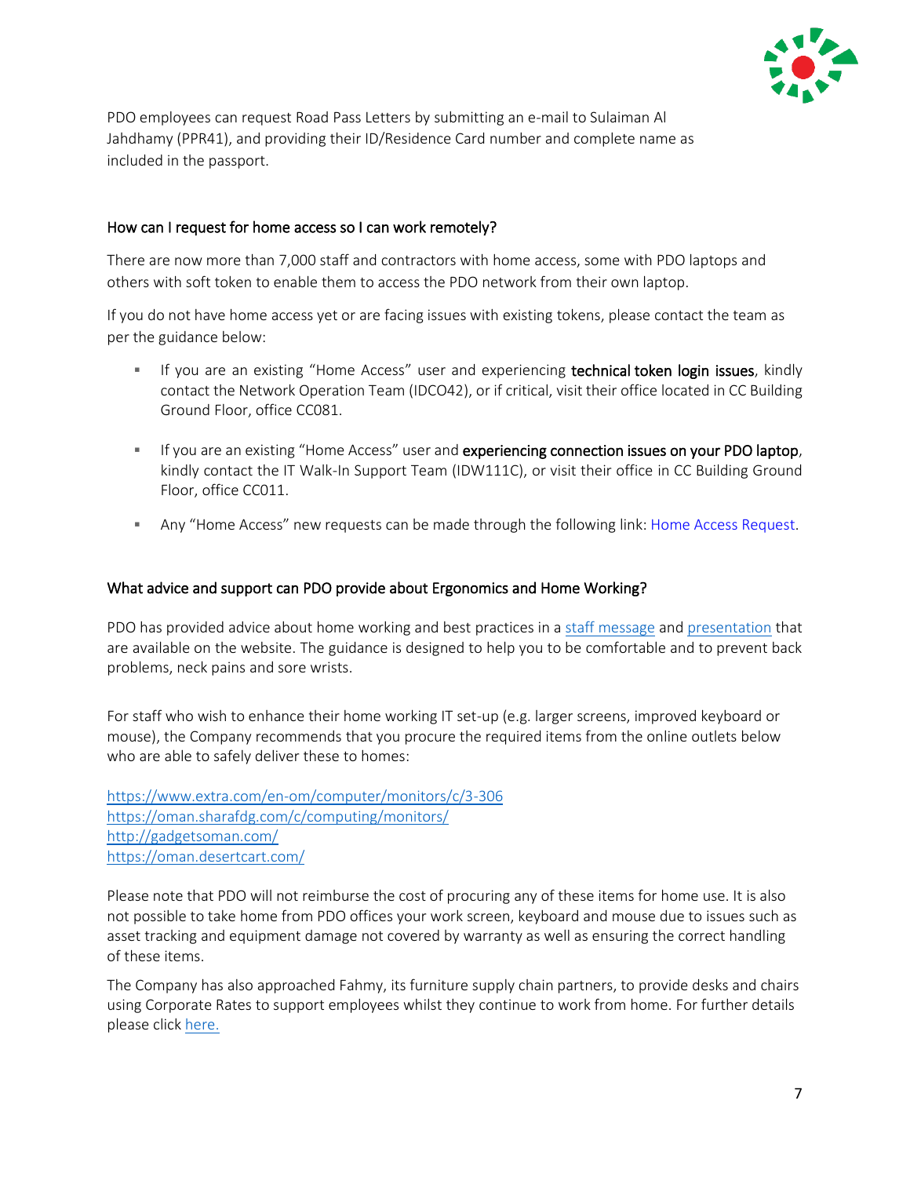PDO employees can request Road Pass Letters by submitting an e-mail to Sulaiman Al Jahdhamy (PPR41), and providing their ID/Residence Card number and complete name as included in the passport.

### How can I request for home access so I can work remotely?

There are now more than 7,000 staff and contractors with home access, some with PDO laptops and others with soft token to enable them to access the PDO network from their own laptop.

If you do not have home access yet or are facing issues with existing tokens, please contact the team as per the guidance below:

- If you are an existing "Home Access" user and experiencing **technical token login issues**, kindly contact the Network Operation Team (IDCO42), or if critical, visit their office located in CC Building Ground Floor, office CC081.
- If you are an existing "Home Access" user and **experiencing connection issues on your PDO laptop**, kindly contact the IT Walk-In Support Team (IDW111C), or visit their office in CC Building Ground Floor, office CC011.
- Any "Home Access" new requests can be made through the following link: Home Access Request.

### What advice and support can PDO provide about Ergonomics and Home Working?

PDO has provided advice about home working and best practices in a staff message and presentation that are available on the website. The guidance is designed to help you to be comfortable and to prevent back problems, neck pains and sore wrists.

For staff who wish to enhance their home working IT set-up (e.g. larger screens, improved keyboard or mouse), the Company recommends that you procure the required items from the online outlets below who are able to safely deliver these to homes:

https://www.extra.com/en-om/computer/monitors/c/3-306
https://oman.sharafdg.com/c/computing/monitors/
http://gadgetsoman.com/
https://oman.desertcart.com/

Please note that PDO will not reimburse the cost of procuring any of these items for home use. It is also not possible to take home from PDO offices your work screen, keyboard and mouse due to issues such as asset tracking and equipment damage not covered by warranty as well as ensuring the correct handling of these items.

The Company has also approached Fahmy, its furniture supply chain partners, to provide desks and chairs using Corporate Rates to support employees whilst they continue to work from home. For further details please click here.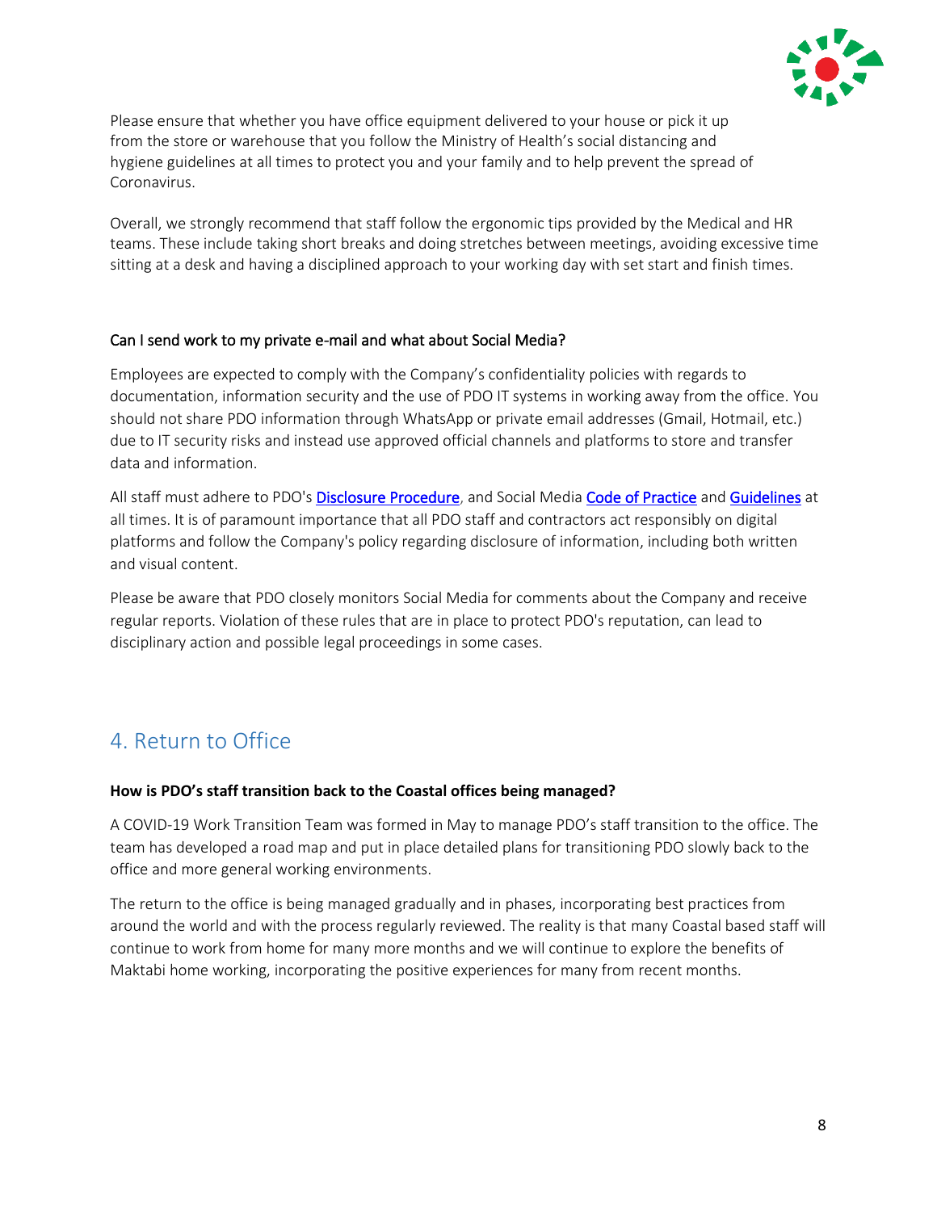Please ensure that whether you have office equipment delivered to your house or pick it up from the store or warehouse that you follow the Ministry of Health's social distancing and hygiene guidelines at all times to protect you and your family and to help prevent the spread of Coronavirus.

Overall, we strongly recommend that staff follow the ergonomic tips provided by the Medical and HR teams. These include taking short breaks and doing stretches between meetings, avoiding excessive time sitting at a desk and having a disciplined approach to your working day with set start and finish times.

### Can I send work to my private e-mail and what about Social Media?

Employees are expected to comply with the Company's confidentiality policies with regards to documentation, information security and the use of PDO IT systems in working away from the office. You should not share PDO information through WhatsApp or private email addresses (Gmail, Hotmail, etc.) due to IT security risks and instead use approved official channels and platforms to store and transfer data and information.

All staff must adhere to PDO's Disclosure Procedure, and Social Media Code of Practice and Guidelines at all times. It is of paramount importance that all PDO staff and contractors act responsibly on digital platforms and follow the Company's policy regarding disclosure of information, including both written and visual content.

Please be aware that PDO closely monitors Social Media for comments about the Company and receive regular reports. Violation of these rules that are in place to protect PDO's reputation, can lead to disciplinary action and possible legal proceedings in some cases.

## 4. Return to Office

**How is PDO's staff transition back to the Coastal offices being managed?**

A COVID-19 Work Transition Team was formed in May to manage PDO's staff transition to the office. The team has developed a road map and put in place detailed plans for transitioning PDO slowly back to the office and more general working environments.

The return to the office is being managed gradually and in phases, incorporating best practices from around the world and with the process regularly reviewed. The reality is that many Coastal based staff will continue to work from home for many more months and we will continue to explore the benefits of Maktabi home working, incorporating the positive experiences for many from recent months.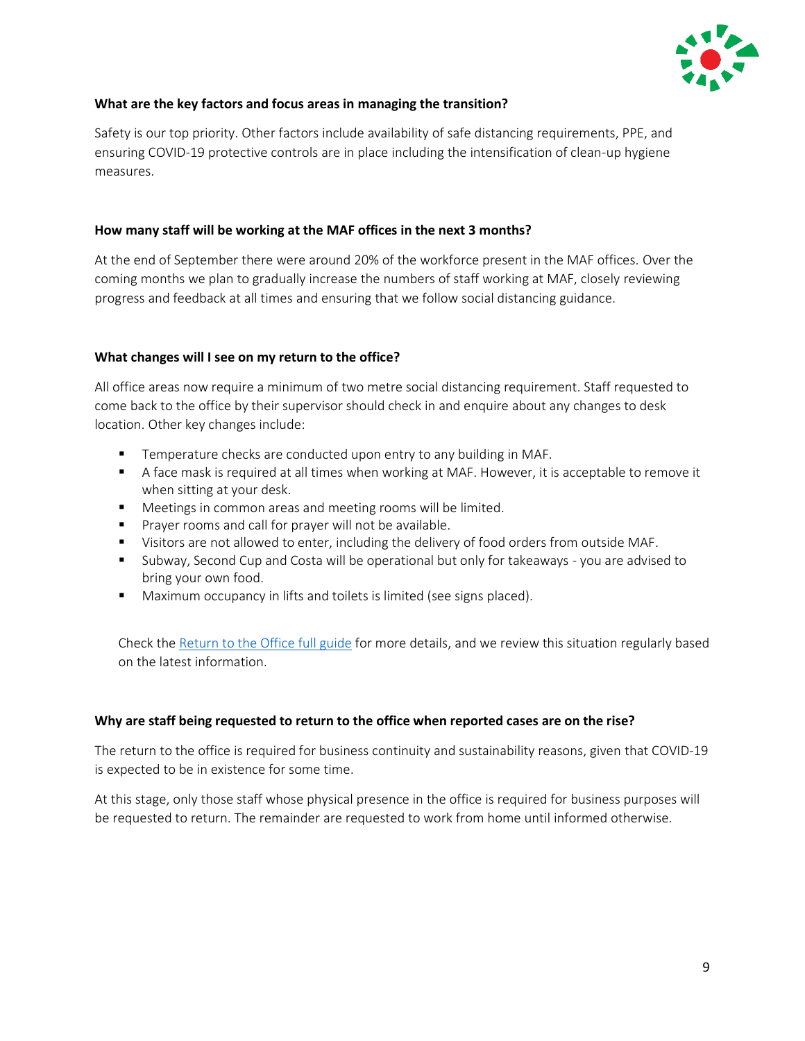**What are the key factors and focus areas in managing the transition?**

Safety is our top priority. Other factors include availability of safe distancing requirements, PPE, and ensuring COVID-19 protective controls are in place including the intensification of clean-up hygiene measures.

**How many staff will be working at the MAF offices in the next 3 months?**

At the end of September there were around 20% of the workforce present in the MAF offices. Over the coming months we plan to gradually increase the numbers of staff working at MAF, closely reviewing progress and feedback at all times and ensuring that we follow social distancing guidance.

**What changes will I see on my return to the office?**

All office areas now require a minimum of two metre social distancing requirement. Staff requested to come back to the office by their supervisor should check in and enquire about any changes to desk location. Other key changes include:

- Temperature checks are conducted upon entry to any building in MAF.
- A face mask is required at all times when working at MAF. However, it is acceptable to remove it when sitting at your desk.
- Meetings in common areas and meeting rooms will be limited.
- Prayer rooms and call for prayer will not be available.
- Visitors are not allowed to enter, including the delivery of food orders from outside MAF.
- Subway, Second Cup and Costa will be operational but only for takeaways - you are advised to bring your own food.
- Maximum occupancy in lifts and toilets is limited (see signs placed).

Check the Return to the Office full guide for more details, and we review this situation regularly based on the latest information.

**Why are staff being requested to return to the office when reported cases are on the rise?**

The return to the office is required for business continuity and sustainability reasons, given that COVID-19 is expected to be in existence for some time.

At this stage, only those staff whose physical presence in the office is required for business purposes will be requested to return. The remainder are requested to work from home until informed otherwise.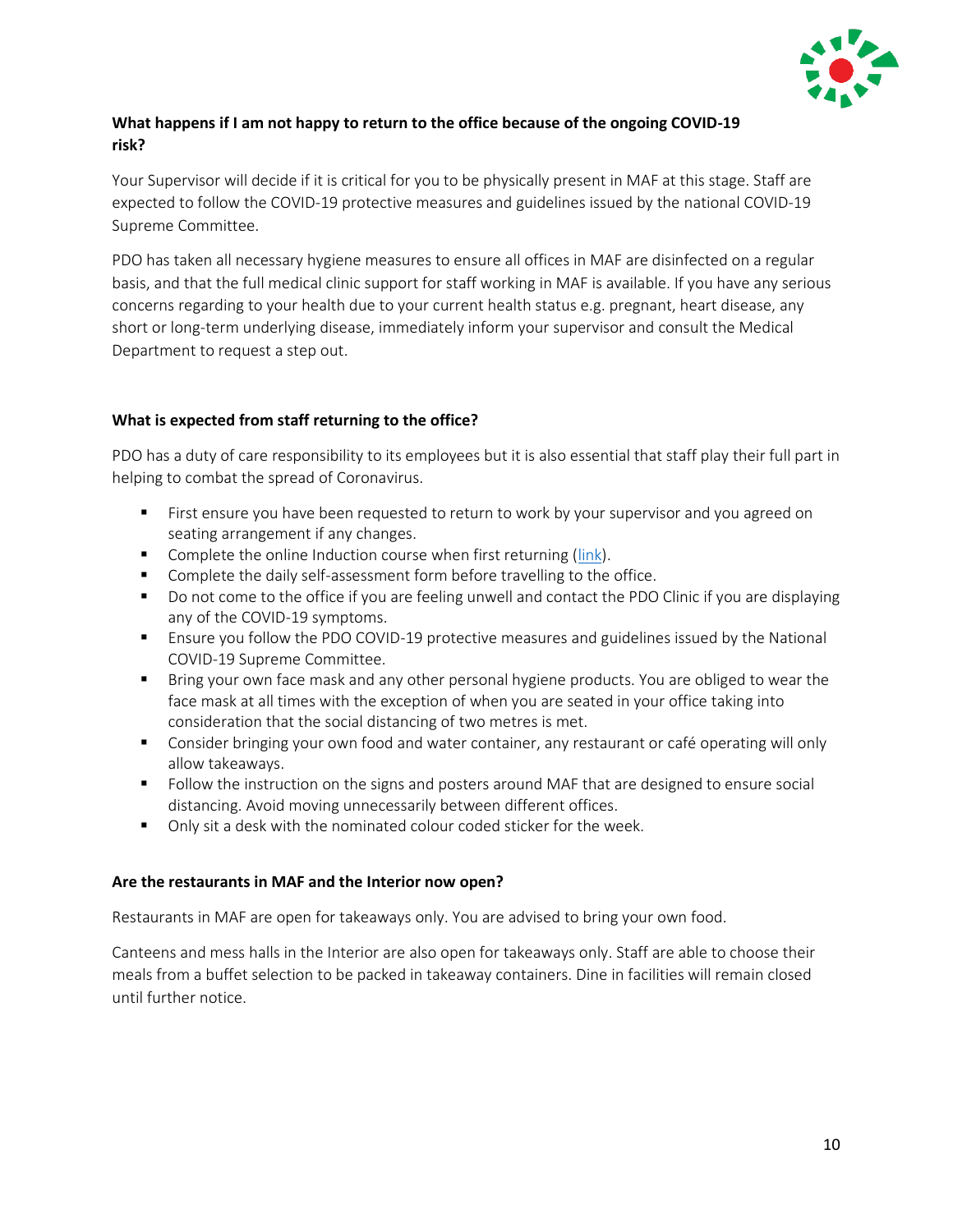**What happens if I am not happy to return to the office because of the ongoing COVID-19 risk?**

Your Supervisor will decide if it is critical for you to be physically present in MAF at this stage. Staff are expected to follow the COVID-19 protective measures and guidelines issued by the national COVID-19 Supreme Committee.

PDO has taken all necessary hygiene measures to ensure all offices in MAF are disinfected on a regular basis, and that the full medical clinic support for staff working in MAF is available. If you have any serious concerns regarding to your health due to your current health status e.g. pregnant, heart disease, any short or long-term underlying disease, immediately inform your supervisor and consult the Medical Department to request a step out.

**What is expected from staff returning to the office?**

PDO has a duty of care responsibility to its employees but it is also essential that staff play their full part in helping to combat the spread of Coronavirus.

- First ensure you have been requested to return to work by your supervisor and you agreed on seating arrangement if any changes.
- Complete the online Induction course when first returning (link).
- Complete the daily self-assessment form before travelling to the office.
- Do not come to the office if you are feeling unwell and contact the PDO Clinic if you are displaying any of the COVID-19 symptoms.
- Ensure you follow the PDO COVID-19 protective measures and guidelines issued by the National COVID-19 Supreme Committee.
- Bring your own face mask and any other personal hygiene products. You are obliged to wear the face mask at all times with the exception of when you are seated in your office taking into consideration that the social distancing of two metres is met.
- Consider bringing your own food and water container, any restaurant or café operating will only allow takeaways.
- Follow the instruction on the signs and posters around MAF that are designed to ensure social distancing. Avoid moving unnecessarily between different offices.
- Only sit a desk with the nominated colour coded sticker for the week.

**Are the restaurants in MAF and the Interior now open?**

Restaurants in MAF are open for takeaways only. You are advised to bring your own food.

Canteens and mess halls in the Interior are also open for takeaways only. Staff are able to choose their meals from a buffet selection to be packed in takeaway containers. Dine in facilities will remain closed until further notice.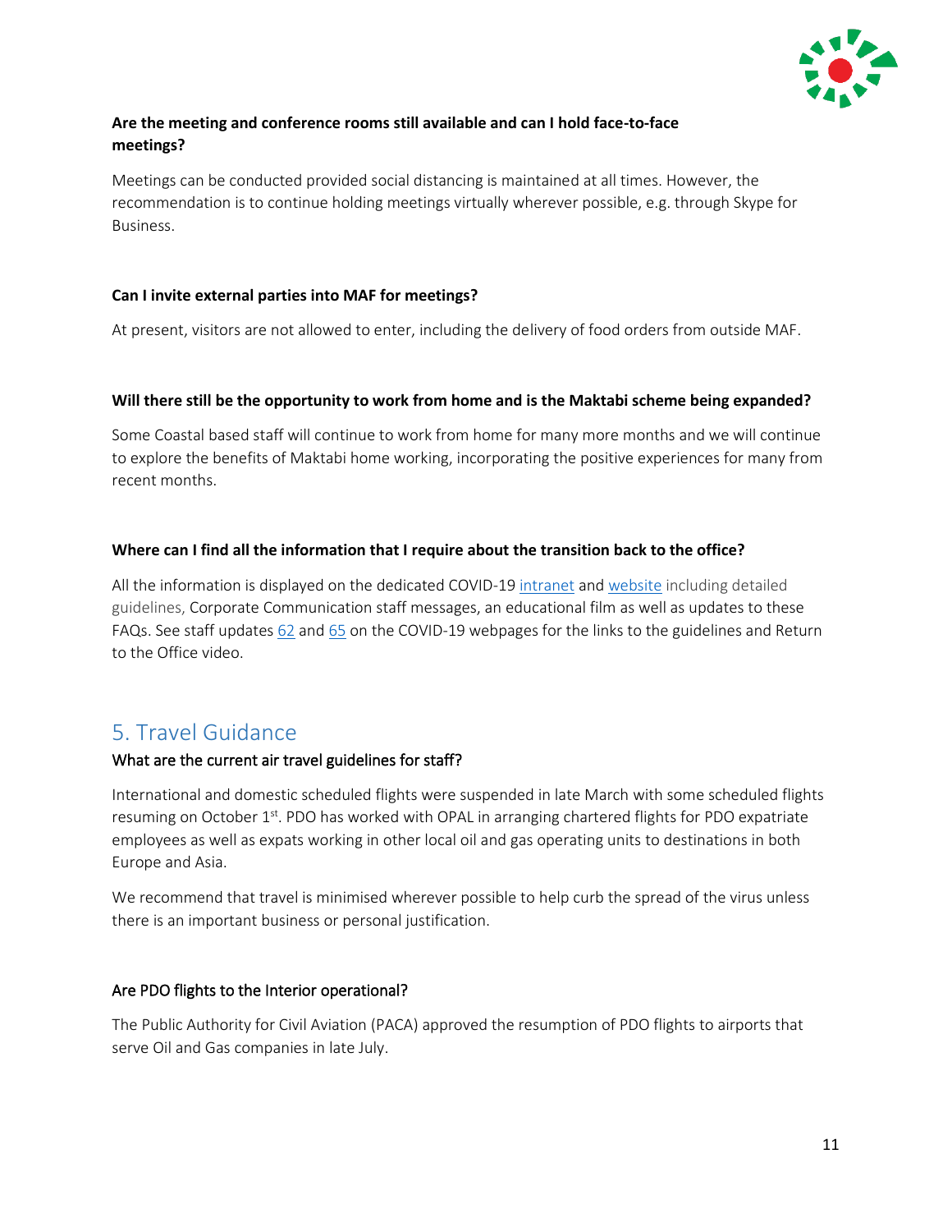**Are the meeting and conference rooms still available and can I hold face-to-face meetings?**

Meetings can be conducted provided social distancing is maintained at all times. However, the recommendation is to continue holding meetings virtually wherever possible, e.g. through Skype for Business.

**Can I invite external parties into MAF for meetings?**

At present, visitors are not allowed to enter, including the delivery of food orders from outside MAF.

**Will there still be the opportunity to work from home and is the Maktabi scheme being expanded?**

Some Coastal based staff will continue to work from home for many more months and we will continue to explore the benefits of Maktabi home working, incorporating the positive experiences for many from recent months.

**Where can I find all the information that I require about the transition back to the office?**

All the information is displayed on the dedicated COVID-19 intranet and website including detailed guidelines, Corporate Communication staff messages, an educational film as well as updates to these FAQs. See staff updates 62 and 65 on the COVID-19 webpages for the links to the guidelines and Return to the Office video.

## 5. Travel Guidance

### What are the current air travel guidelines for staff?

International and domestic scheduled flights were suspended in late March with some scheduled flights resuming on October 1st. PDO has worked with OPAL in arranging chartered flights for PDO expatriate employees as well as expats working in other local oil and gas operating units to destinations in both Europe and Asia.

We recommend that travel is minimised wherever possible to help curb the spread of the virus unless there is an important business or personal justification.

### Are PDO flights to the Interior operational?

The Public Authority for Civil Aviation (PACA) approved the resumption of PDO flights to airports that serve Oil and Gas companies in late July.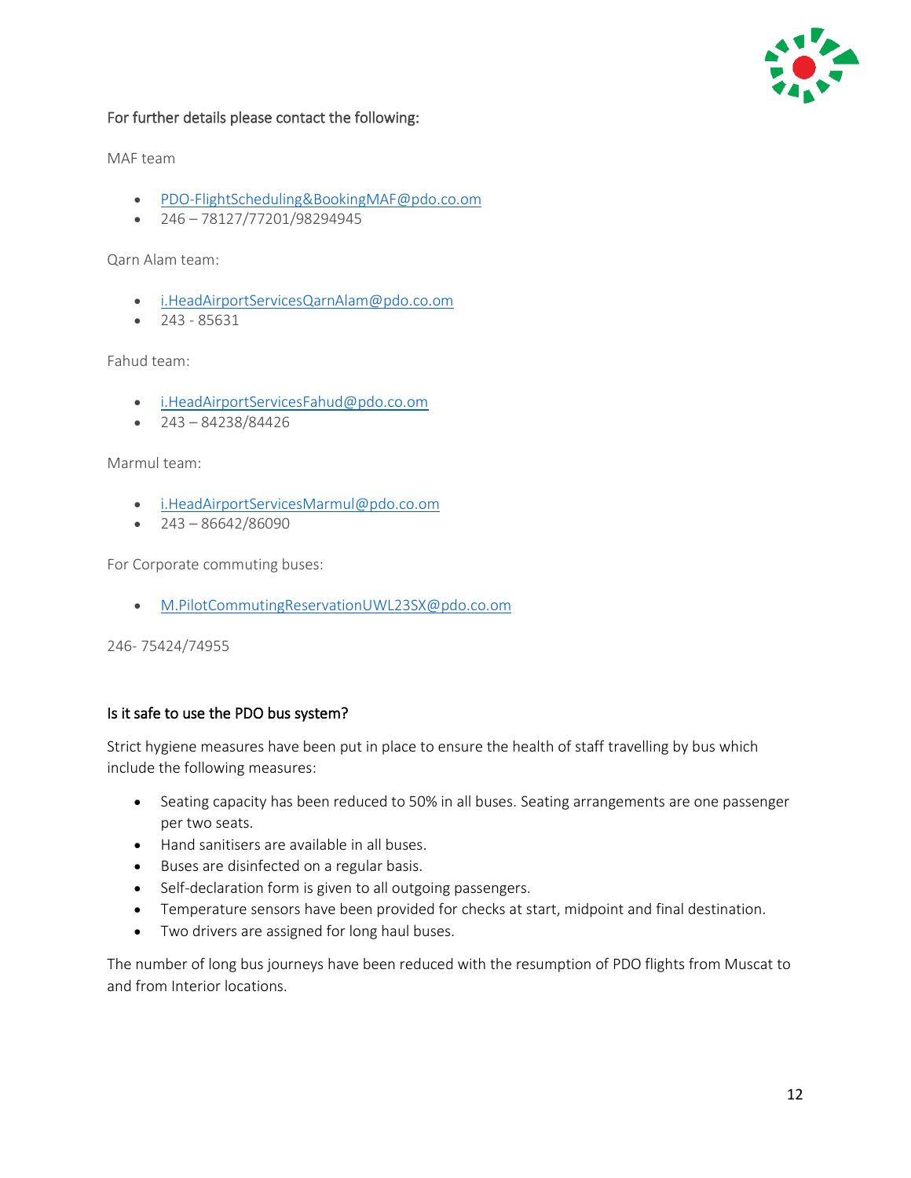### For further details please contact the following:

MAF team

- PDO-FlightScheduling&BookingMAF@pdo.co.om
- 246 – 78127/77201/98294945

Qarn Alam team:

- i.HeadAirportServicesQarnAlam@pdo.co.om
- 243 - 85631

Fahud team:

- i.HeadAirportServicesFahud@pdo.co.om
- 243 – 84238/84426

Marmul team:

- i.HeadAirportServicesMarmul@pdo.co.om
- 243 – 86642/86090

For Corporate commuting buses:

- M.PilotCommutingReservationUWL23SX@pdo.co.om

246- 75424/74955

### Is it safe to use the PDO bus system?

Strict hygiene measures have been put in place to ensure the health of staff travelling by bus which include the following measures:

- Seating capacity has been reduced to 50% in all buses. Seating arrangements are one passenger per two seats.
- Hand sanitisers are available in all buses.
- Buses are disinfected on a regular basis.
- Self-declaration form is given to all outgoing passengers.
- Temperature sensors have been provided for checks at start, midpoint and final destination.
- Two drivers are assigned for long haul buses.

The number of long bus journeys have been reduced with the resumption of PDO flights from Muscat to and from Interior locations.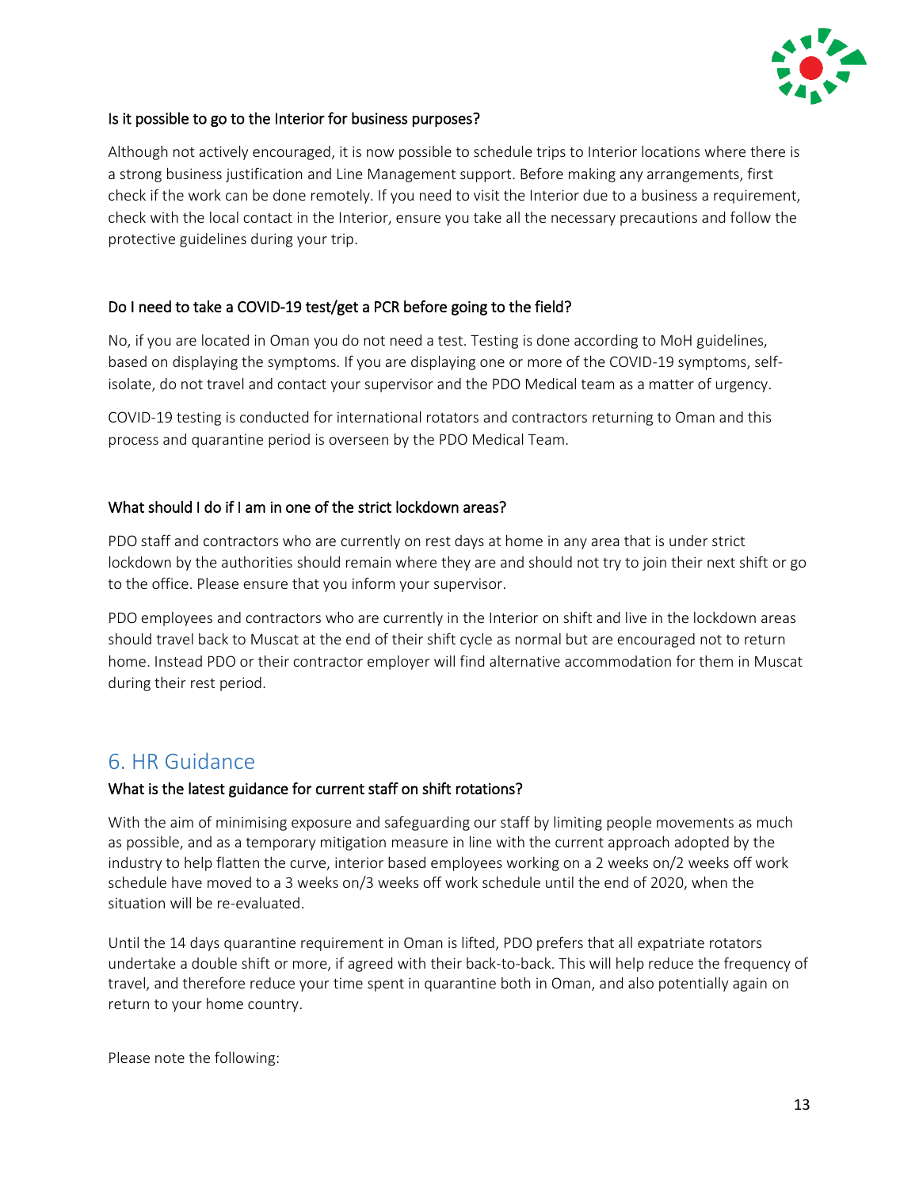#### Is it possible to go to the Interior for business purposes?

Although not actively encouraged, it is now possible to schedule trips to Interior locations where there is a strong business justification and Line Management support. Before making any arrangements, first check if the work can be done remotely. If you need to visit the Interior due to a business a requirement, check with the local contact in the Interior, ensure you take all the necessary precautions and follow the protective guidelines during your trip.

#### Do I need to take a COVID-19 test/get a PCR before going to the field?

No, if you are located in Oman you do not need a test. Testing is done according to MoH guidelines, based on displaying the symptoms. If you are displaying one or more of the COVID-19 symptoms, self-isolate, do not travel and contact your supervisor and the PDO Medical team as a matter of urgency.

COVID-19 testing is conducted for international rotators and contractors returning to Oman and this process and quarantine period is overseen by the PDO Medical Team.

#### What should I do if I am in one of the strict lockdown areas?

PDO staff and contractors who are currently on rest days at home in any area that is under strict lockdown by the authorities should remain where they are and should not try to join their next shift or go to the office. Please ensure that you inform your supervisor.

PDO employees and contractors who are currently in the Interior on shift and live in the lockdown areas should travel back to Muscat at the end of their shift cycle as normal but are encouraged not to return home. Instead PDO or their contractor employer will find alternative accommodation for them in Muscat during their rest period.

## 6. HR Guidance

#### What is the latest guidance for current staff on shift rotations?

With the aim of minimising exposure and safeguarding our staff by limiting people movements as much as possible, and as a temporary mitigation measure in line with the current approach adopted by the industry to help flatten the curve, interior based employees working on a 2 weeks on/2 weeks off work schedule have moved to a 3 weeks on/3 weeks off work schedule until the end of 2020, when the situation will be re-evaluated.

Until the 14 days quarantine requirement in Oman is lifted, PDO prefers that all expatriate rotators undertake a double shift or more, if agreed with their back-to-back. This will help reduce the frequency of travel, and therefore reduce your time spent in quarantine both in Oman, and also potentially again on return to your home country.

Please note the following: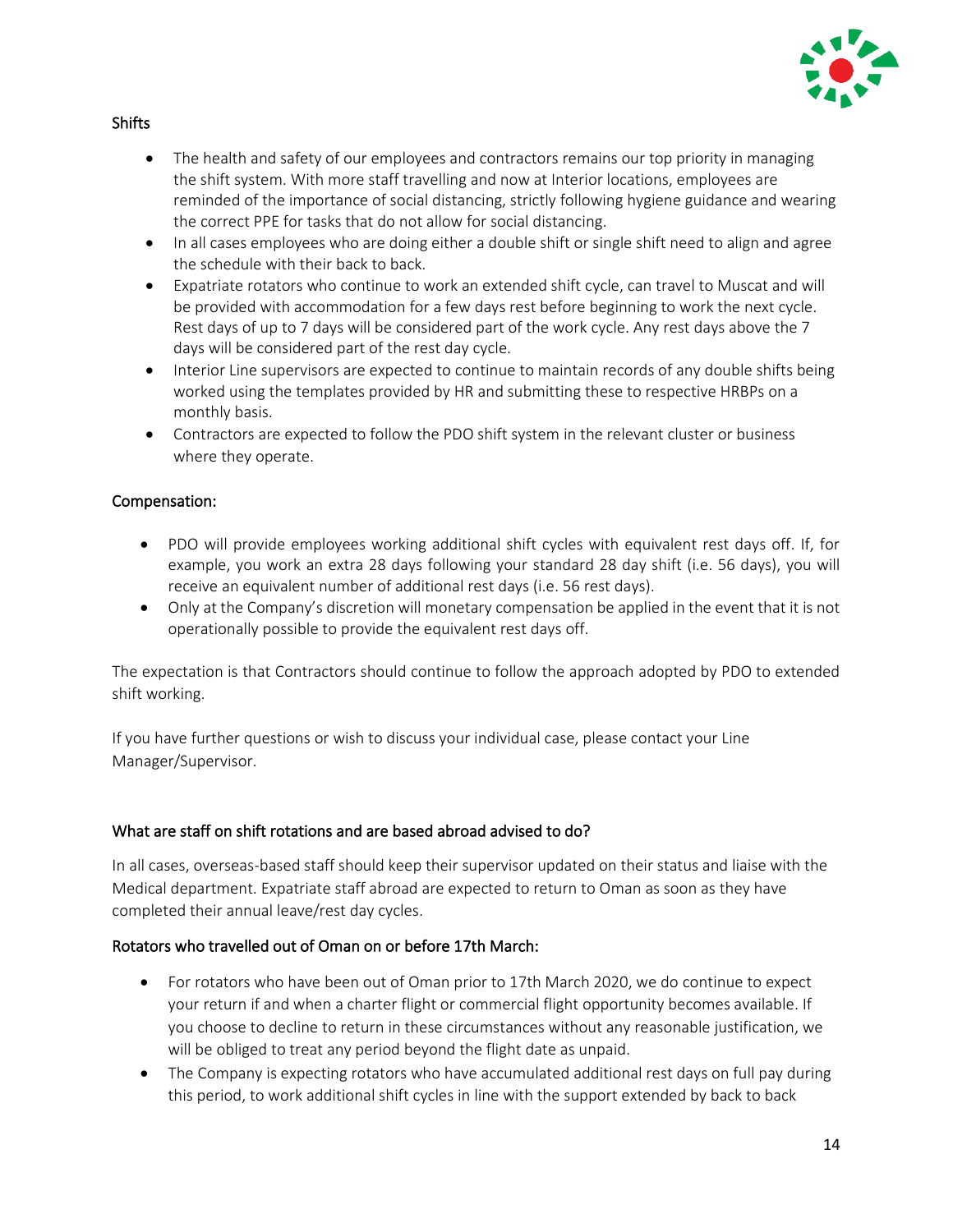## Shifts

- The health and safety of our employees and contractors remains our top priority in managing the shift system. With more staff travelling and now at Interior locations, employees are reminded of the importance of social distancing, strictly following hygiene guidance and wearing the correct PPE for tasks that do not allow for social distancing.
- In all cases employees who are doing either a double shift or single shift need to align and agree the schedule with their back to back.
- Expatriate rotators who continue to work an extended shift cycle, can travel to Muscat and will be provided with accommodation for a few days rest before beginning to work the next cycle. Rest days of up to 7 days will be considered part of the work cycle. Any rest days above the 7 days will be considered part of the rest day cycle.
- Interior Line supervisors are expected to continue to maintain records of any double shifts being worked using the templates provided by HR and submitting these to respective HRBPs on a monthly basis.
- Contractors are expected to follow the PDO shift system in the relevant cluster or business where they operate.

## Compensation:

- PDO will provide employees working additional shift cycles with equivalent rest days off. If, for example, you work an extra 28 days following your standard 28 day shift (i.e. 56 days), you will receive an equivalent number of additional rest days (i.e. 56 rest days).
- Only at the Company's discretion will monetary compensation be applied in the event that it is not operationally possible to provide the equivalent rest days off.

The expectation is that Contractors should continue to follow the approach adopted by PDO to extended shift working.

If you have further questions or wish to discuss your individual case, please contact your Line Manager/Supervisor.

## What are staff on shift rotations and are based abroad advised to do?

In all cases, overseas-based staff should keep their supervisor updated on their status and liaise with the Medical department. Expatriate staff abroad are expected to return to Oman as soon as they have completed their annual leave/rest day cycles.

## Rotators who travelled out of Oman on or before 17th March:

- For rotators who have been out of Oman prior to 17th March 2020, we do continue to expect your return if and when a charter flight or commercial flight opportunity becomes available. If you choose to decline to return in these circumstances without any reasonable justification, we will be obliged to treat any period beyond the flight date as unpaid.
- The Company is expecting rotators who have accumulated additional rest days on full pay during this period, to work additional shift cycles in line with the support extended by back to back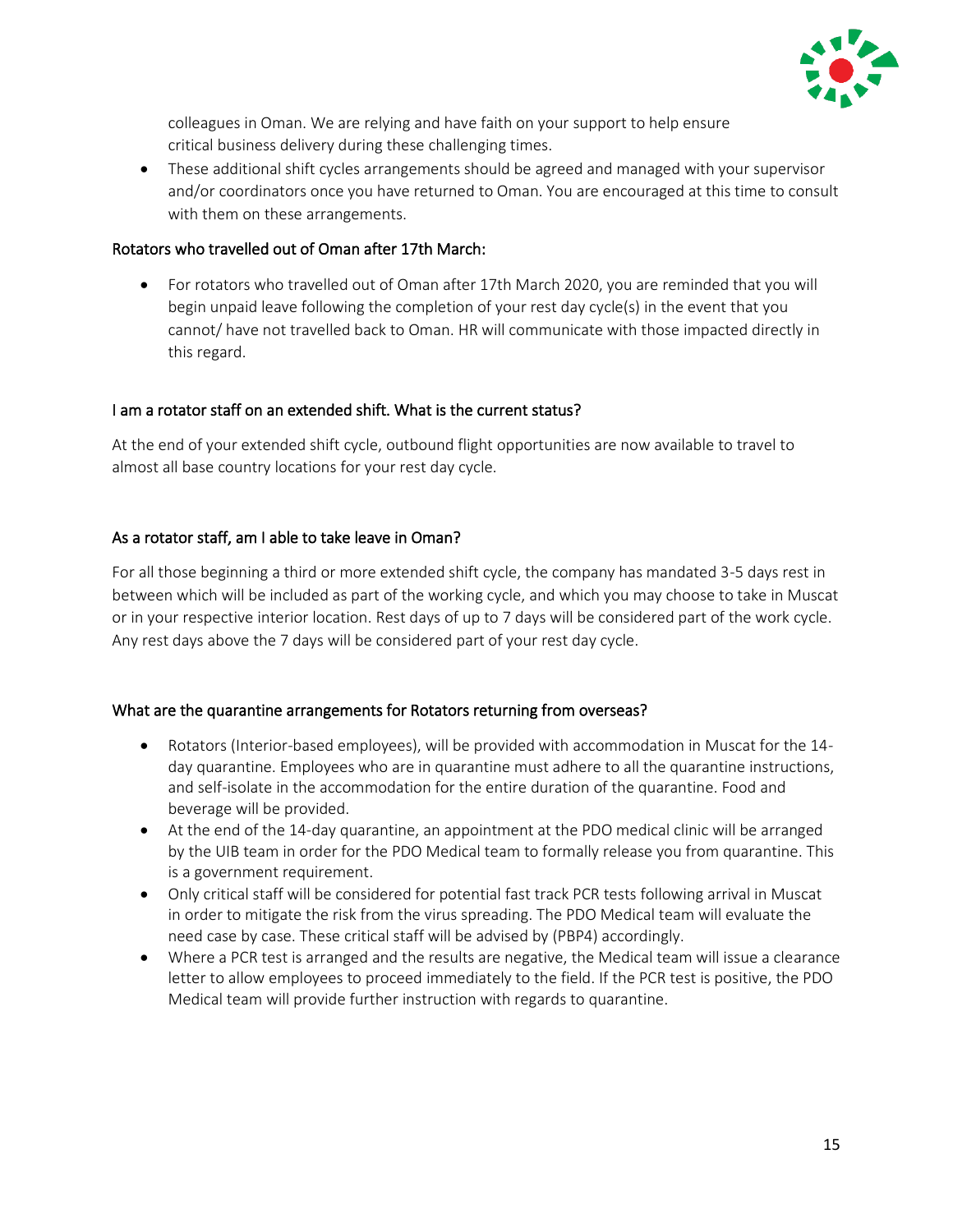colleagues in Oman. We are relying and have faith on your support to help ensure critical business delivery during these challenging times.

- These additional shift cycles arrangements should be agreed and managed with your supervisor and/or coordinators once you have returned to Oman. You are encouraged at this time to consult with them on these arrangements.

### Rotators who travelled out of Oman after 17th March:

- For rotators who travelled out of Oman after 17th March 2020, you are reminded that you will begin unpaid leave following the completion of your rest day cycle(s) in the event that you cannot/ have not travelled back to Oman. HR will communicate with those impacted directly in this regard.

### I am a rotator staff on an extended shift. What is the current status?

At the end of your extended shift cycle, outbound flight opportunities are now available to travel to almost all base country locations for your rest day cycle.

### As a rotator staff, am I able to take leave in Oman?

For all those beginning a third or more extended shift cycle, the company has mandated 3-5 days rest in between which will be included as part of the working cycle, and which you may choose to take in Muscat or in your respective interior location. Rest days of up to 7 days will be considered part of the work cycle. Any rest days above the 7 days will be considered part of your rest day cycle.

### What are the quarantine arrangements for Rotators returning from overseas?

- Rotators (Interior-based employees), will be provided with accommodation in Muscat for the 14-day quarantine. Employees who are in quarantine must adhere to all the quarantine instructions, and self-isolate in the accommodation for the entire duration of the quarantine. Food and beverage will be provided.
- At the end of the 14-day quarantine, an appointment at the PDO medical clinic will be arranged by the UIB team in order for the PDO Medical team to formally release you from quarantine. This is a government requirement.
- Only critical staff will be considered for potential fast track PCR tests following arrival in Muscat in order to mitigate the risk from the virus spreading. The PDO Medical team will evaluate the need case by case. These critical staff will be advised by (PBP4) accordingly.
- Where a PCR test is arranged and the results are negative, the Medical team will issue a clearance letter to allow employees to proceed immediately to the field. If the PCR test is positive, the PDO Medical team will provide further instruction with regards to quarantine.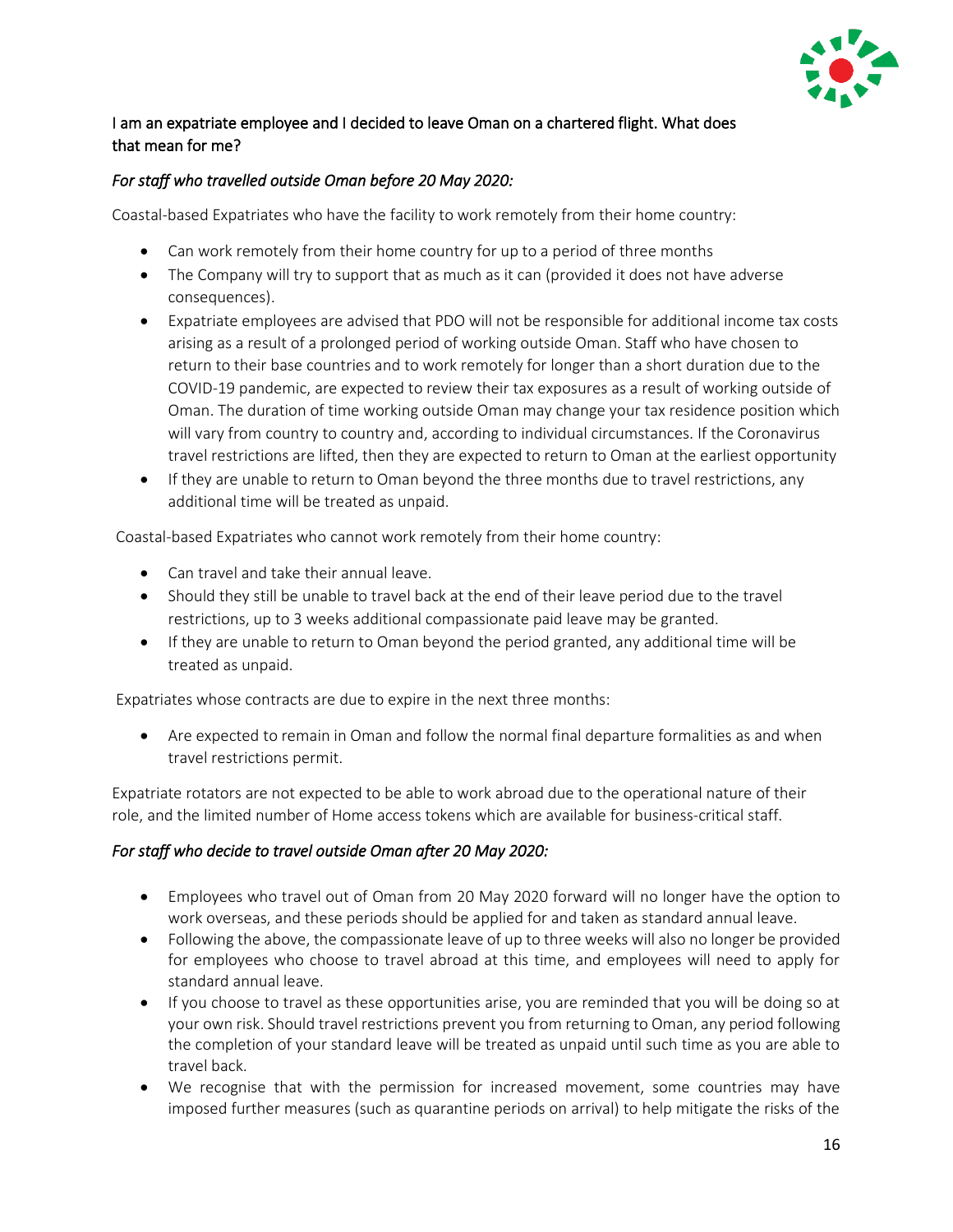### I am an expatriate employee and I decided to leave Oman on a chartered flight. What does that mean for me?

*For staff who travelled outside Oman before 20 May 2020:*

Coastal-based Expatriates who have the facility to work remotely from their home country:

- Can work remotely from their home country for up to a period of three months
- The Company will try to support that as much as it can (provided it does not have adverse consequences).
- Expatriate employees are advised that PDO will not be responsible for additional income tax costs arising as a result of a prolonged period of working outside Oman. Staff who have chosen to return to their base countries and to work remotely for longer than a short duration due to the COVID-19 pandemic, are expected to review their tax exposures as a result of working outside of Oman. The duration of time working outside Oman may change your tax residence position which will vary from country to country and, according to individual circumstances. If the Coronavirus travel restrictions are lifted, then they are expected to return to Oman at the earliest opportunity
- If they are unable to return to Oman beyond the three months due to travel restrictions, any additional time will be treated as unpaid.

Coastal-based Expatriates who cannot work remotely from their home country:

- Can travel and take their annual leave.
- Should they still be unable to travel back at the end of their leave period due to the travel restrictions, up to 3 weeks additional compassionate paid leave may be granted.
- If they are unable to return to Oman beyond the period granted, any additional time will be treated as unpaid.

Expatriates whose contracts are due to expire in the next three months:

- Are expected to remain in Oman and follow the normal final departure formalities as and when travel restrictions permit.

Expatriate rotators are not expected to be able to work abroad due to the operational nature of their role, and the limited number of Home access tokens which are available for business-critical staff.

*For staff who decide to travel outside Oman after 20 May 2020:*

- Employees who travel out of Oman from 20 May 2020 forward will no longer have the option to work overseas, and these periods should be applied for and taken as standard annual leave.
- Following the above, the compassionate leave of up to three weeks will also no longer be provided for employees who choose to travel abroad at this time, and employees will need to apply for standard annual leave.
- If you choose to travel as these opportunities arise, you are reminded that you will be doing so at your own risk. Should travel restrictions prevent you from returning to Oman, any period following the completion of your standard leave will be treated as unpaid until such time as you are able to travel back.
- We recognise that with the permission for increased movement, some countries may have imposed further measures (such as quarantine periods on arrival) to help mitigate the risks of the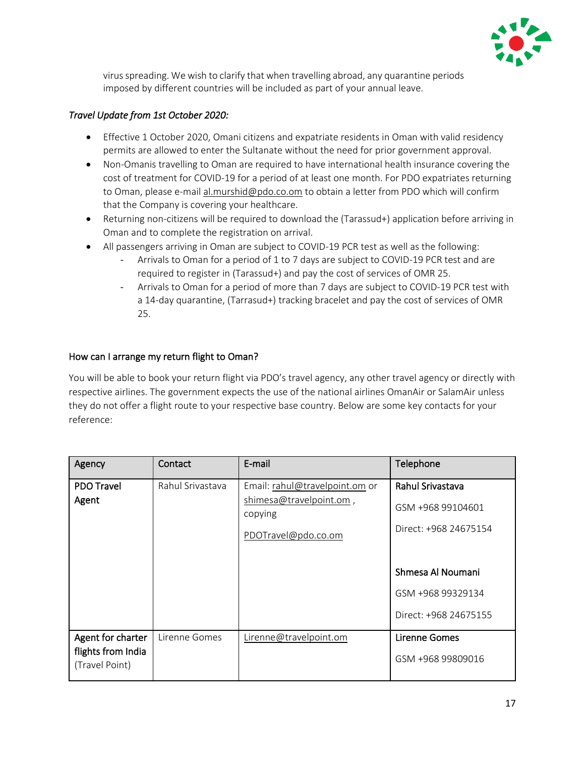virus spreading. We wish to clarify that when travelling abroad, any quarantine periods imposed by different countries will be included as part of your annual leave.

*Travel Update from 1st October 2020:*

- Effective 1 October 2020, Omani citizens and expatriate residents in Oman with valid residency permits are allowed to enter the Sultanate without the need for prior government approval.
- Non-Omanis travelling to Oman are required to have international health insurance covering the cost of treatment for COVID-19 for a period of at least one month. For PDO expatriates returning to Oman, please e-mail al.murshid@pdo.co.om to obtain a letter from PDO which will confirm that the Company is covering your healthcare.
- Returning non-citizens will be required to download the (Tarassud+) application before arriving in Oman and to complete the registration on arrival.
- All passengers arriving in Oman are subject to COVID-19 PCR test as well as the following:
    - Arrivals to Oman for a period of 1 to 7 days are subject to COVID-19 PCR test and are required to register in (Tarassud+) and pay the cost of services of OMR 25.
    - Arrivals to Oman for a period of more than 7 days are subject to COVID-19 PCR test with a 14-day quarantine, (Tarrasud+) tracking bracelet and pay the cost of services of OMR 25.

### How can I arrange my return flight to Oman?

You will be able to book your return flight via PDO's travel agency, any other travel agency or directly with respective airlines. The government expects the use of the national airlines OmanAir or SalamAir unless they do not offer a flight route to your respective base country. Below are some key contacts for your reference:

| Agency | Contact | E-mail | Telephone |
|---|---|---|---|
| PDO Travel Agent | Rahul Srivastava | Email: rahul@travelpoint.om or shimesa@travelpoint.om , copying PDOTravel@pdo.co.om | **Rahul Srivastava**<br>GSM +968 99104601<br>Direct: +968 24675154<br><br>**Shmesa Al Noumani**<br>GSM +968 99329134<br>Direct: +968 24675155 |
| Agent for charter flights from India (Travel Point) | Lirenne Gomes | Lirenne@travelpoint.om | **Lirenne Gomes**<br>GSM +968 99809016 |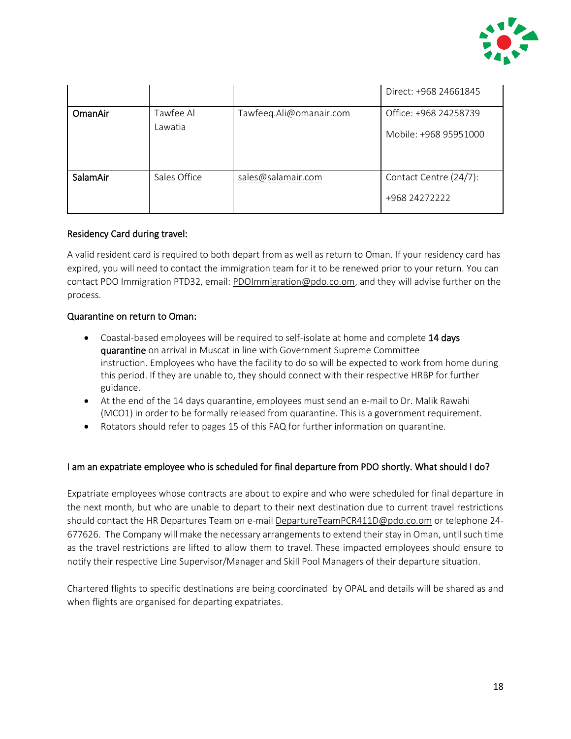| | | | Direct: +968 24661845 |
|---|---|---|---|
| **OmanAir** | Tawfee Al Lawatia | Tawfeeq.Ali@omanair.com | Office: +968 24258739<br><br>Mobile: +968 95951000 |
| **SalamAir** | Sales Office | sales@salamair.com | Contact Centre (24/7):<br><br>+968 24272222 |

### Residency Card during travel:

A valid resident card is required to both depart from as well as return to Oman. If your residency card has expired, you will need to contact the immigration team for it to be renewed prior to your return. You can contact PDO Immigration PTD32, email: PDOImmigration@pdo.co.om, and they will advise further on the process.

### Quarantine on return to Oman:

- Coastal-based employees will be required to self-isolate at home and complete **14 days quarantine** on arrival in Muscat in line with Government Supreme Committee instruction. Employees who have the facility to do so will be expected to work from home during this period. If they are unable to, they should connect with their respective HRBP for further guidance.
- At the end of the 14 days quarantine, employees must send an e-mail to Dr. Malik Rawahi (MCO1) in order to be formally released from quarantine. This is a government requirement.
- Rotators should refer to pages 15 of this FAQ for further information on quarantine.

### I am an expatriate employee who is scheduled for final departure from PDO shortly. What should I do?

Expatriate employees whose contracts are about to expire and who were scheduled for final departure in the next month, but who are unable to depart to their next destination due to current travel restrictions should contact the HR Departures Team on e-mail DepartureTeamPCR411D@pdo.co.om or telephone 24-677626. The Company will make the necessary arrangements to extend their stay in Oman, until such time as the travel restrictions are lifted to allow them to travel. These impacted employees should ensure to notify their respective Line Supervisor/Manager and Skill Pool Managers of their departure situation.

Chartered flights to specific destinations are being coordinated by OPAL and details will be shared as and when flights are organised for departing expatriates.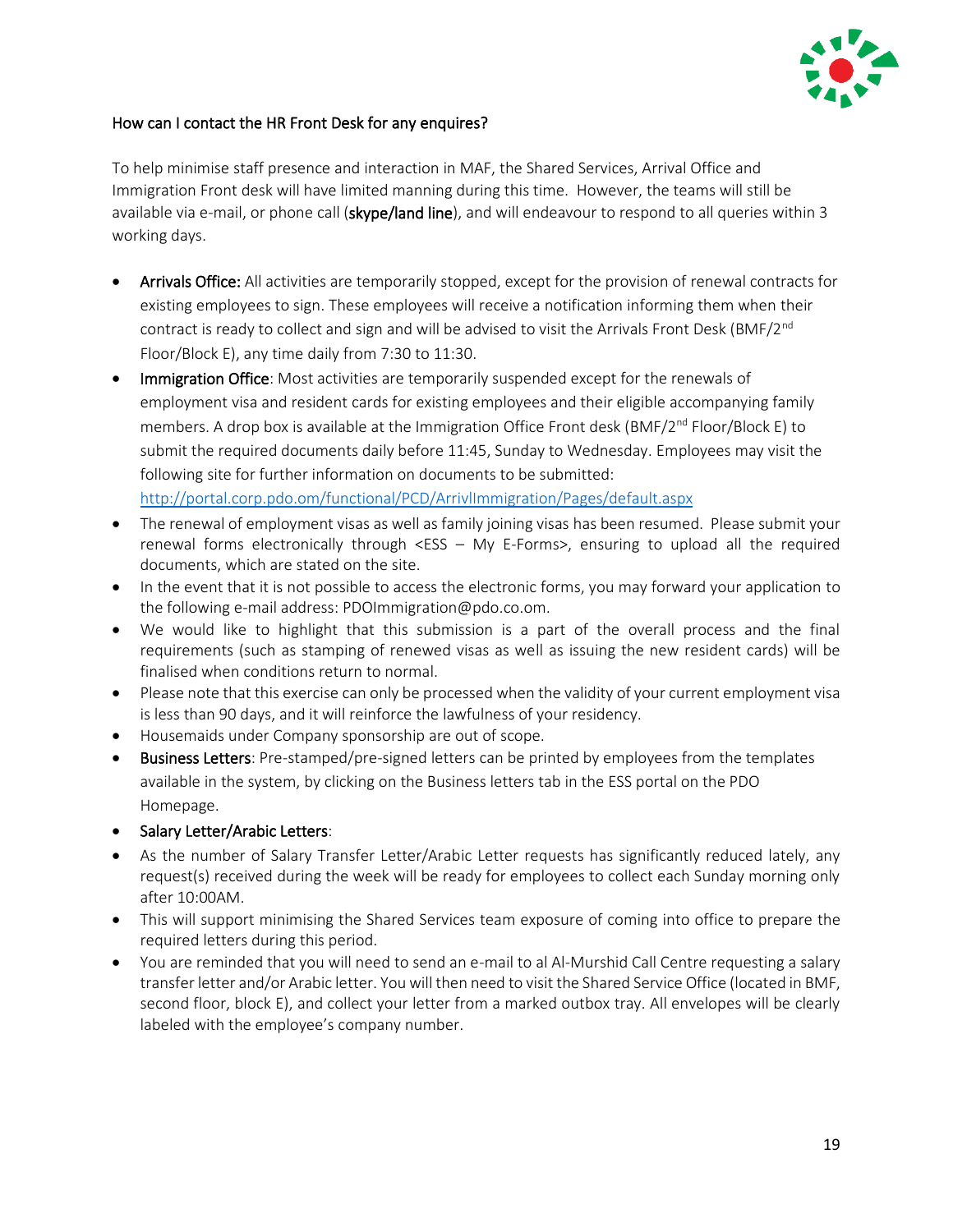## How can I contact the HR Front Desk for any enquires?

To help minimise staff presence and interaction in MAF, the Shared Services, Arrival Office and Immigration Front desk will have limited manning during this time. However, the teams will still be available via e-mail, or phone call (**skype/land line**), and will endeavour to respond to all queries within 3 working days.

- **Arrivals Office:** All activities are temporarily stopped, except for the provision of renewal contracts for existing employees to sign. These employees will receive a notification informing them when their contract is ready to collect and sign and will be advised to visit the Arrivals Front Desk (BMF/2nd Floor/Block E), any time daily from 7:30 to 11:30.
- **Immigration Office**: Most activities are temporarily suspended except for the renewals of employment visa and resident cards for existing employees and their eligible accompanying family members. A drop box is available at the Immigration Office Front desk (BMF/2nd Floor/Block E) to submit the required documents daily before 11:45, Sunday to Wednesday. Employees may visit the following site for further information on documents to be submitted: http://portal.corp.pdo.om/functional/PCD/ArrivlImmigration/Pages/default.aspx
- The renewal of employment visas as well as family joining visas has been resumed. Please submit your renewal forms electronically through <ESS – My E-Forms>, ensuring to upload all the required documents, which are stated on the site.
- In the event that it is not possible to access the electronic forms, you may forward your application to the following e-mail address: PDOImmigration@pdo.co.om.
- We would like to highlight that this submission is a part of the overall process and the final requirements (such as stamping of renewed visas as well as issuing the new resident cards) will be finalised when conditions return to normal.
- Please note that this exercise can only be processed when the validity of your current employment visa is less than 90 days, and it will reinforce the lawfulness of your residency.
- Housemaids under Company sponsorship are out of scope.
- **Business Letters**: Pre-stamped/pre-signed letters can be printed by employees from the templates available in the system, by clicking on the Business letters tab in the ESS portal on the PDO Homepage.
- **Salary Letter/Arabic Letters**:
- As the number of Salary Transfer Letter/Arabic Letter requests has significantly reduced lately, any request(s) received during the week will be ready for employees to collect each Sunday morning only after 10:00AM.
- This will support minimising the Shared Services team exposure of coming into office to prepare the required letters during this period.
- You are reminded that you will need to send an e-mail to al Al-Murshid Call Centre requesting a salary transfer letter and/or Arabic letter. You will then need to visit the Shared Service Office (located in BMF, second floor, block E), and collect your letter from a marked outbox tray. All envelopes will be clearly labeled with the employee's company number.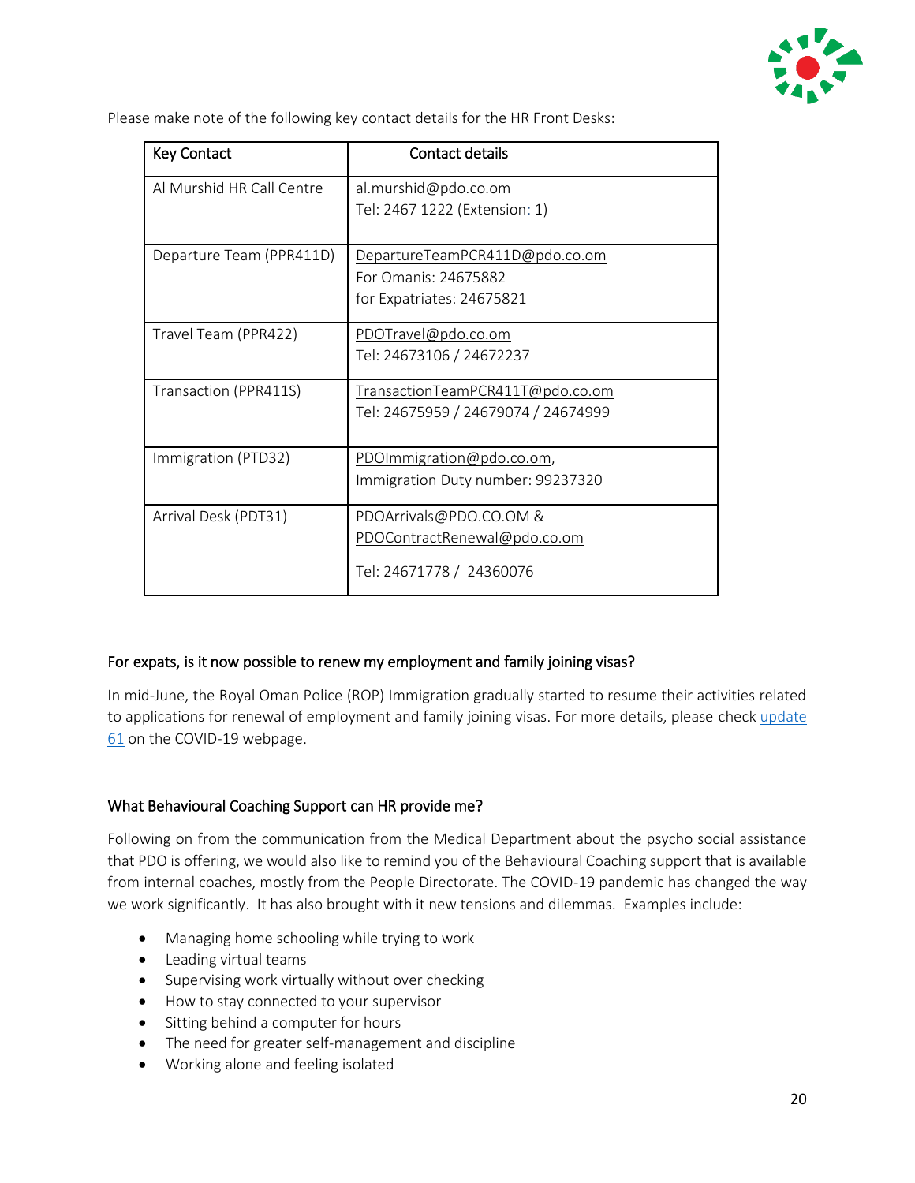Please make note of the following key contact details for the HR Front Desks:

| Key Contact | Contact details |
|---|---|
| Al Murshid HR Call Centre | al.murshid@pdo.co.om<br>Tel: 2467 1222 (Extension: 1) |
| Departure Team (PPR411D) | DepartureTeamPCR411D@pdo.co.om<br>For Omanis: 24675882<br>for Expatriates: 24675821 |
| Travel Team (PPR422) | PDOTravel@pdo.co.om<br>Tel: 24673106 / 24672237 |
| Transaction (PPR411S) | TransactionTeamPCR411T@pdo.co.om<br>Tel: 24675959 / 24679074 / 24674999 |
| Immigration (PTD32) | PDOImmigration@pdo.co.om,<br>Immigration Duty number: 99237320 |
| Arrival Desk (PDT31) | PDOArrivals@PDO.CO.OM &<br>PDOContractRenewal@pdo.co.om<br><br>Tel: 24671778 / 24360076 |

### For expats, is it now possible to renew my employment and family joining visas?

In mid-June, the Royal Oman Police (ROP) Immigration gradually started to resume their activities related to applications for renewal of employment and family joining visas. For more details, please check update 61 on the COVID-19 webpage.

### What Behavioural Coaching Support can HR provide me?

Following on from the communication from the Medical Department about the psycho social assistance that PDO is offering, we would also like to remind you of the Behavioural Coaching support that is available from internal coaches, mostly from the People Directorate. The COVID-19 pandemic has changed the way we work significantly. It has also brought with it new tensions and dilemmas. Examples include:

- Managing home schooling while trying to work
- Leading virtual teams
- Supervising work virtually without over checking
- How to stay connected to your supervisor
- Sitting behind a computer for hours
- The need for greater self-management and discipline
- Working alone and feeling isolated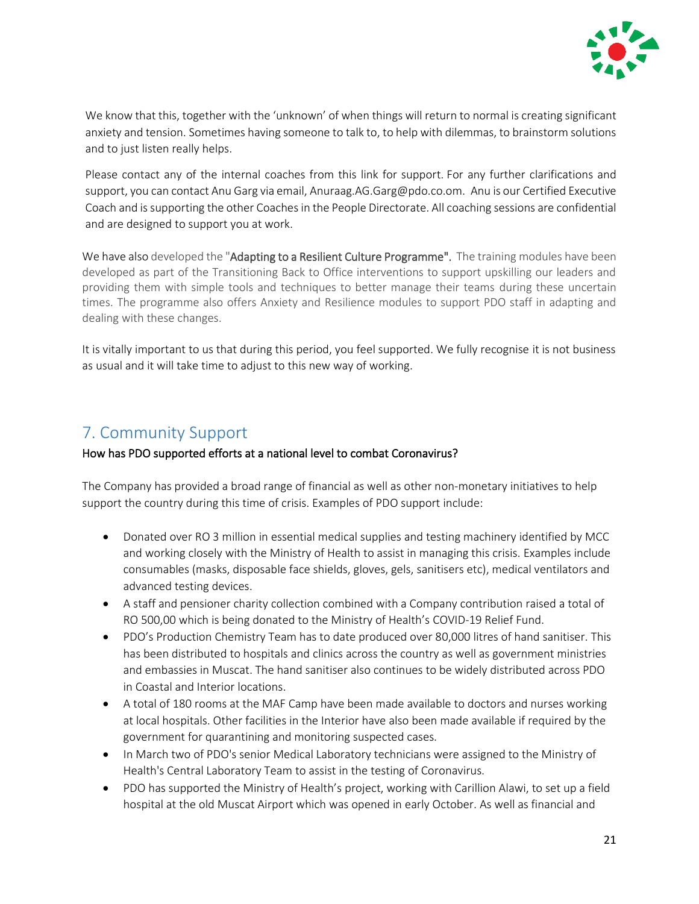We know that this, together with the 'unknown' of when things will return to normal is creating significant anxiety and tension. Sometimes having someone to talk to, to help with dilemmas, to brainstorm solutions and to just listen really helps.

Please contact any of the internal coaches from this link for support. For any further clarifications and support, you can contact Anu Garg via email, Anuraag.AG.Garg@pdo.co.om. Anu is our Certified Executive Coach and is supporting the other Coaches in the People Directorate. All coaching sessions are confidential and are designed to support you at work.

We have also developed the "**Adapting to a Resilient Culture Programme".** The training modules have been developed as part of the Transitioning Back to Office interventions to support upskilling our leaders and providing them with simple tools and techniques to better manage their teams during these uncertain times. The programme also offers Anxiety and Resilience modules to support PDO staff in adapting and dealing with these changes.

It is vitally important to us that during this period, you feel supported. We fully recognise it is not business as usual and it will take time to adjust to this new way of working.

## 7. Community Support

### How has PDO supported efforts at a national level to combat Coronavirus?

The Company has provided a broad range of financial as well as other non-monetary initiatives to help support the country during this time of crisis. Examples of PDO support include:

- Donated over RO 3 million in essential medical supplies and testing machinery identified by MCC and working closely with the Ministry of Health to assist in managing this crisis. Examples include consumables (masks, disposable face shields, gloves, gels, sanitisers etc), medical ventilators and advanced testing devices.
- A staff and pensioner charity collection combined with a Company contribution raised a total of RO 500,00 which is being donated to the Ministry of Health's COVID-19 Relief Fund.
- PDO's Production Chemistry Team has to date produced over 80,000 litres of hand sanitiser. This has been distributed to hospitals and clinics across the country as well as government ministries and embassies in Muscat. The hand sanitiser also continues to be widely distributed across PDO in Coastal and Interior locations.
- A total of 180 rooms at the MAF Camp have been made available to doctors and nurses working at local hospitals. Other facilities in the Interior have also been made available if required by the government for quarantining and monitoring suspected cases.
- In March two of PDO's senior Medical Laboratory technicians were assigned to the Ministry of Health's Central Laboratory Team to assist in the testing of Coronavirus.
- PDO has supported the Ministry of Health's project, working with Carillion Alawi, to set up a field hospital at the old Muscat Airport which was opened in early October. As well as financial and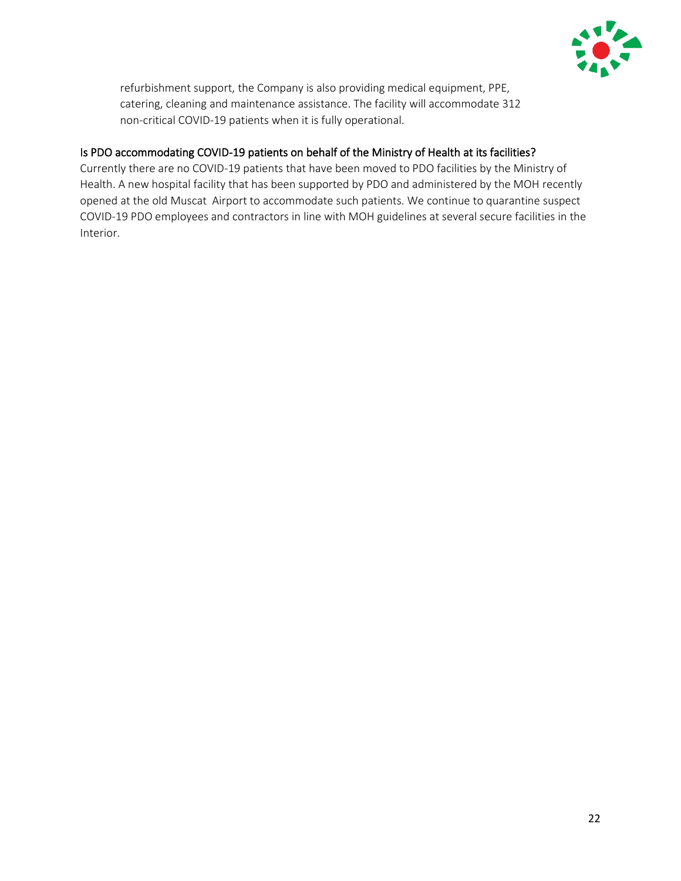refurbishment support, the Company is also providing medical equipment, PPE, catering, cleaning and maintenance assistance. The facility will accommodate 312 non-critical COVID-19 patients when it is fully operational.

### Is PDO accommodating COVID-19 patients on behalf of the Ministry of Health at its facilities?

Currently there are no COVID-19 patients that have been moved to PDO facilities by the Ministry of Health. A new hospital facility that has been supported by PDO and administered by the MOH recently opened at the old Muscat Airport to accommodate such patients. We continue to quarantine suspect COVID-19 PDO employees and contractors in line with MOH guidelines at several secure facilities in the Interior.